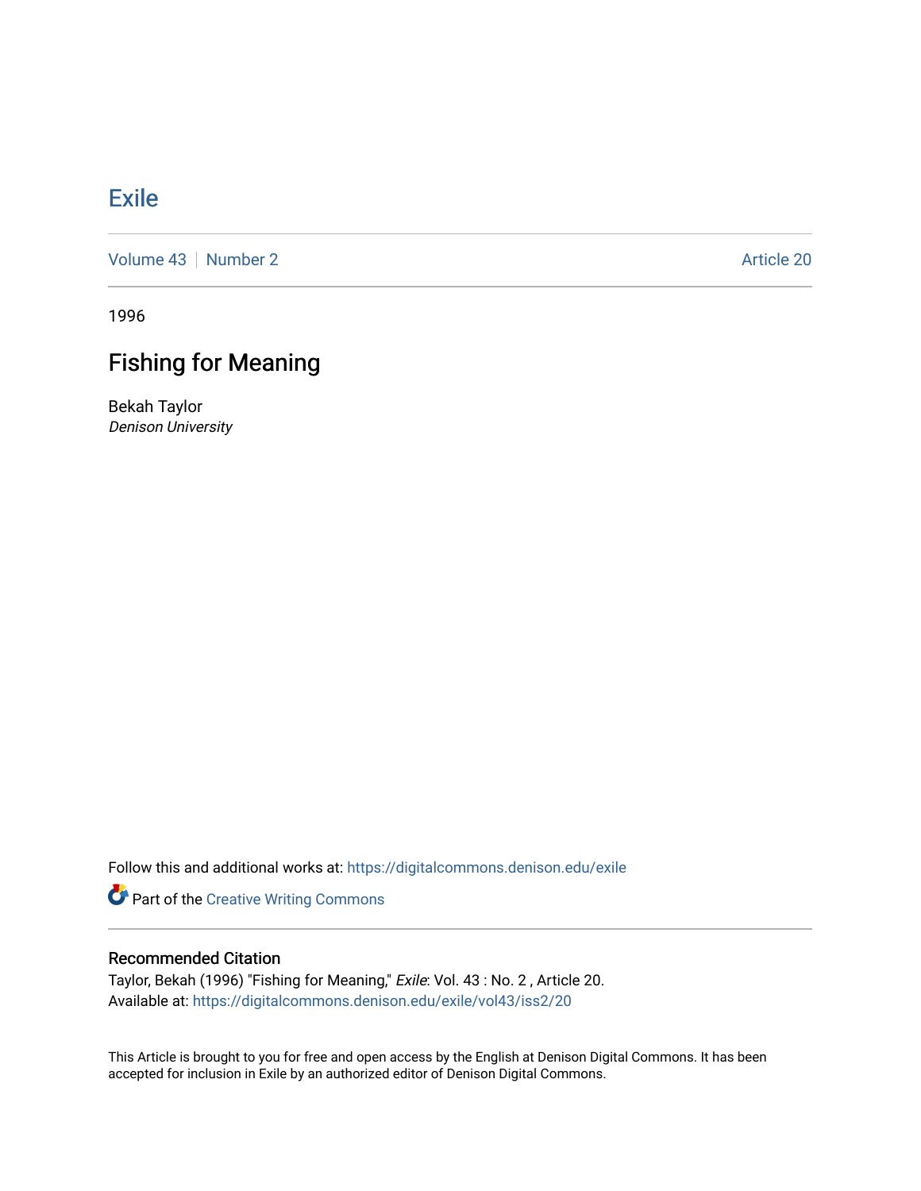# Exile

Volume 43 | Number 2 | Article 20

1996

## Fishing for Meaning

Bekah Taylor
*Denison University*

Follow this and additional works at: https://digitalcommons.denison.edu/exile

Part of the Creative Writing Commons

### Recommended Citation

Taylor, Bekah (1996) "Fishing for Meaning," *Exile*: Vol. 43 : No. 2 , Article 20.
Available at: https://digitalcommons.denison.edu/exile/vol43/iss2/20

This Article is brought to you for free and open access by the English at Denison Digital Commons. It has been accepted for inclusion in Exile by an authorized editor of Denison Digital Commons.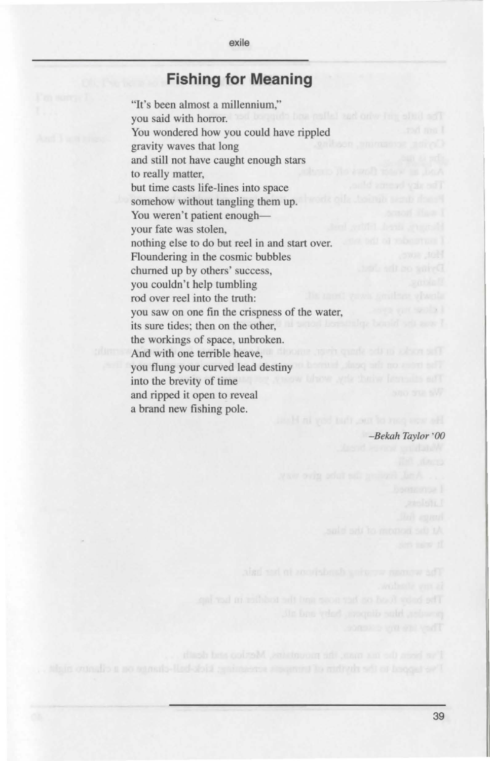# Fishing for Meaning

"It's been almost a millennium,"
you said with horror.
You wondered how you could have rippled
gravity waves that long
and still not have caught enough stars
to really matter,
but time casts life-lines into space
somehow without tangling them up.
You weren't patient enough—
your fate was stolen,
nothing else to do but reel in and start over.
Floundering in the cosmic bubbles
churned up by others' success,
you couldn't help tumbling
rod over reel into the truth:
you saw on one fin the crispness of the water,
its sure tides; then on the other,
the workings of space, unbroken.
And with one terrible heave,
you flung your curved lead destiny
into the brevity of time
and ripped it open to reveal
a brand new fishing pole.

*–Bekah Taylor '00*